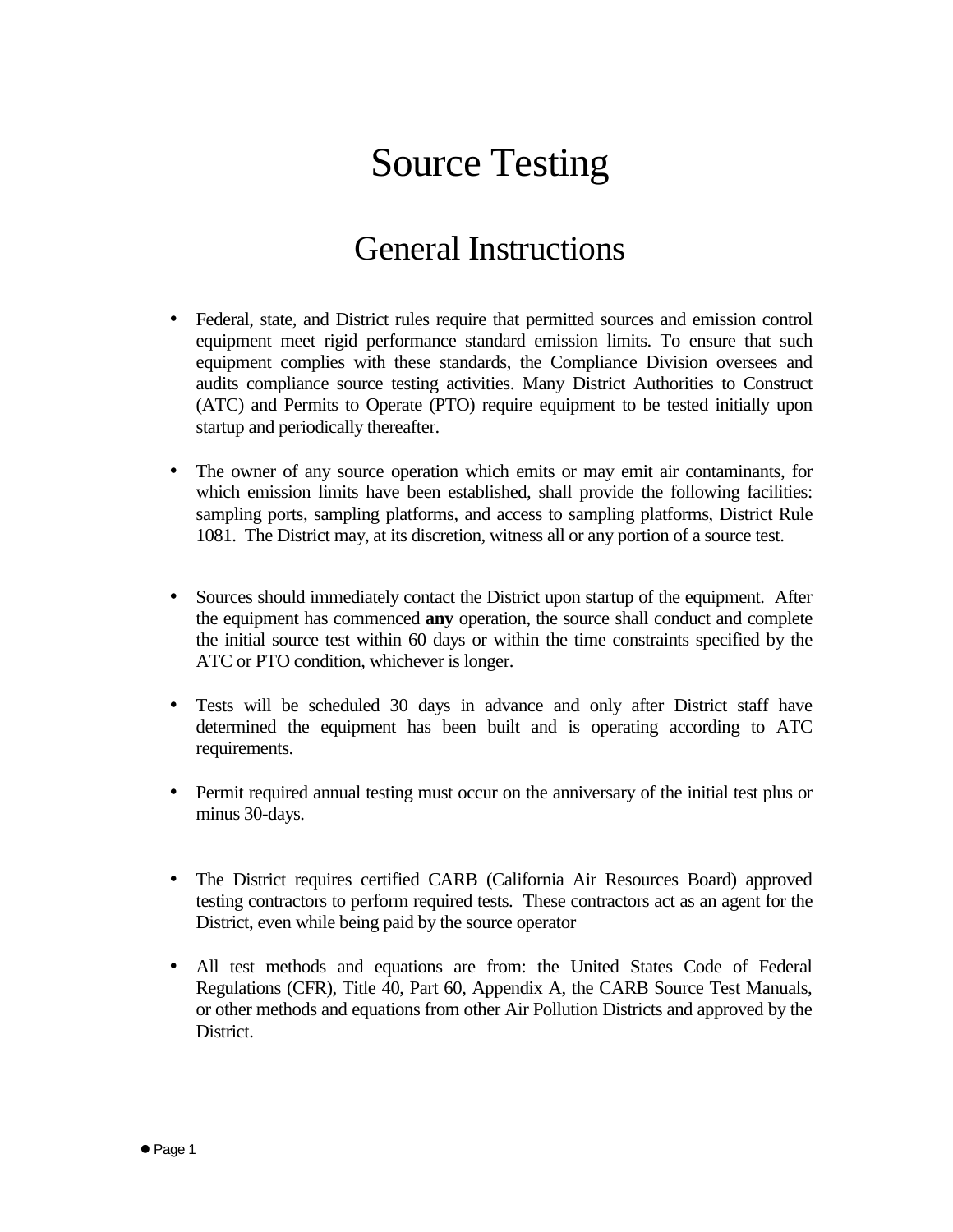# Source Testing

## General Instructions

- Federal, state, and District rules require that permitted sources and emission control equipment meet rigid performance standard emission limits. To ensure that such equipment complies with these standards, the Compliance Division oversees and audits compliance source testing activities. Many District Authorities to Construct (ATC) and Permits to Operate (PTO) require equipment to be tested initially upon startup and periodically thereafter.

- The owner of any source operation which emits or may emit air contaminants, for which emission limits have been established, shall provide the following facilities: sampling ports, sampling platforms, and access to sampling platforms, District Rule 1081. The District may, at its discretion, witness all or any portion of a source test.

- Sources should immediately contact the District upon startup of the equipment. After the equipment has commenced **any** operation, the source shall conduct and complete the initial source test within 60 days or within the time constraints specified by the ATC or PTO condition, whichever is longer.

- Tests will be scheduled 30 days in advance and only after District staff have determined the equipment has been built and is operating according to ATC requirements.

- Permit required annual testing must occur on the anniversary of the initial test plus or minus 30-days.

- The District requires certified CARB (California Air Resources Board) approved testing contractors to perform required tests. These contractors act as an agent for the District, even while being paid by the source operator

- All test methods and equations are from: the United States Code of Federal Regulations (CFR), Title 40, Part 60, Appendix A, the CARB Source Test Manuals, or other methods and equations from other Air Pollution Districts and approved by the District.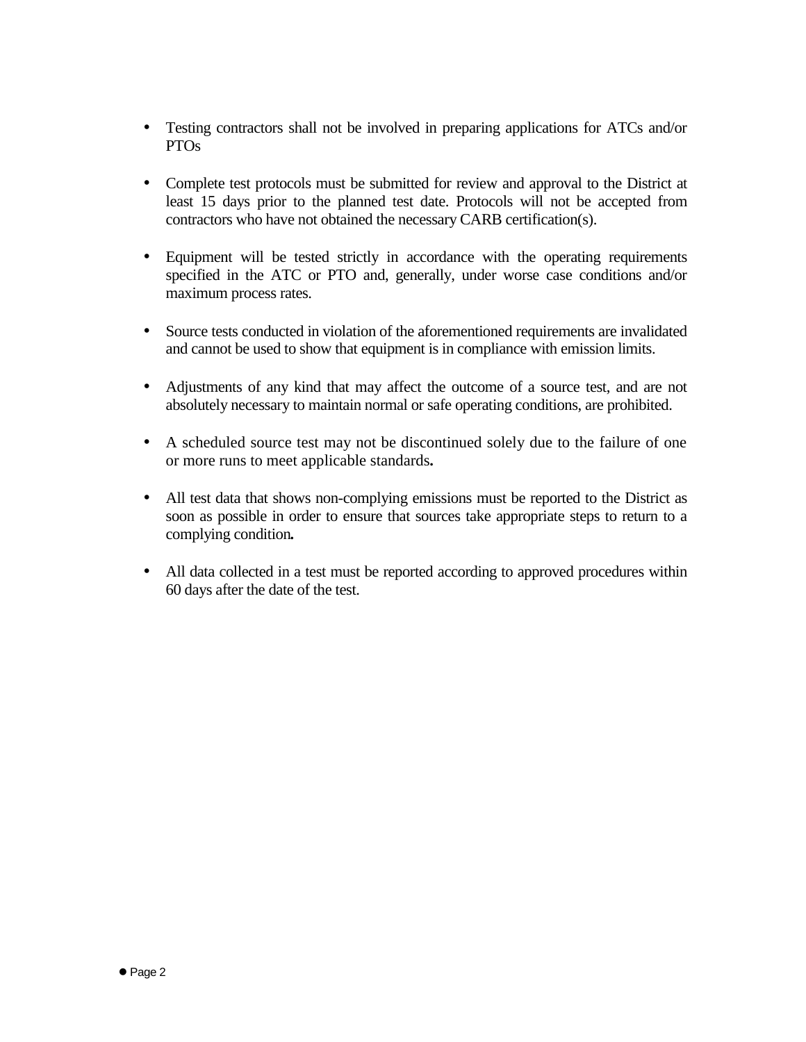- Testing contractors shall not be involved in preparing applications for ATCs and/or PTOs

- Complete test protocols must be submitted for review and approval to the District at least 15 days prior to the planned test date. Protocols will not be accepted from contractors who have not obtained the necessary CARB certification(s).

- Equipment will be tested strictly in accordance with the operating requirements specified in the ATC or PTO and, generally, under worse case conditions and/or maximum process rates.

- Source tests conducted in violation of the aforementioned requirements are invalidated and cannot be used to show that equipment is in compliance with emission limits.

- Adjustments of any kind that may affect the outcome of a source test, and are not absolutely necessary to maintain normal or safe operating conditions, are prohibited.

- A scheduled source test may not be discontinued solely due to the failure of one or more runs to meet applicable standards.

- All test data that shows non-complying emissions must be reported to the District as soon as possible in order to ensure that sources take appropriate steps to return to a complying condition.

- All data collected in a test must be reported according to approved procedures within 60 days after the date of the test.